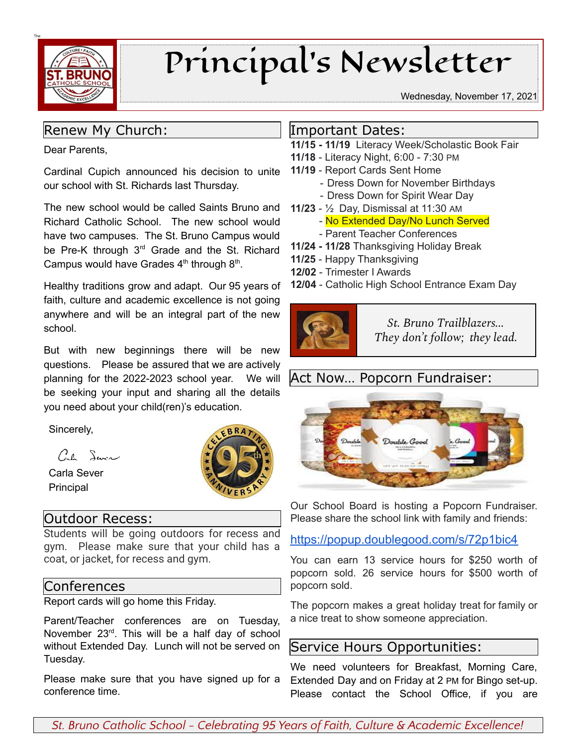# Principal's Newsletter

Wednesday, November 17, 2021

## Renew My Church:

Dear Parents,

Cardinal Cupich announced his decision to unite our school with St. Richards last Thursday.

The new school would be called Saints Bruno and Richard Catholic School. The new school would have two campuses. The St. Bruno Campus would be Pre-K through 3rd Grade and the St. Richard Campus would have Grades 4th through 8th.

Healthy traditions grow and adapt. Our 95 years of faith, culture and academic excellence is not going anywhere and will be an integral part of the new school.

But with new beginnings there will be new questions. Please be assured that we are actively planning for the 2022-2023 school year. We will be seeking your input and sharing all the details you need about your child(ren)'s education.

Sincerely,

Carla Sever
Principal

## Outdoor Recess:

Students will be going outdoors for recess and gym. Please make sure that your child has a coat, or jacket, for recess and gym.

## Conferences

Report cards will go home this Friday.

Parent/Teacher conferences are on Tuesday, November 23rd. This will be a half day of school without Extended Day. Lunch will not be served on Tuesday.

Please make sure that you have signed up for a conference time.

## Important Dates:

**11/15 - 11/19** Literacy Week/Scholastic Book Fair
**11/18** - Literacy Night, 6:00 - 7:30 PM
**11/19** - Report Cards Sent Home
- Dress Down for November Birthdays
- Dress Down for Spirit Wear Day

**11/23** - ½ Day, Dismissal at 11:30 AM
- No Extended Day/No Lunch Served
- Parent Teacher Conferences

**11/24 - 11/28** Thanksgiving Holiday Break
**11/25** - Happy Thanksgiving
**12/02** - Trimester I Awards
**12/04** - Catholic High School Entrance Exam Day

*St. Bruno Trailblazers... They don't follow; they lead.*

## Act Now... Popcorn Fundraiser:

Our School Board is hosting a Popcorn Fundraiser. Please share the school link with family and friends:

https://popup.doublegood.com/s/72p1bic4

You can earn 13 service hours for $250 worth of popcorn sold. 26 service hours for $500 worth of popcorn sold.

The popcorn makes a great holiday treat for family or a nice treat to show someone appreciation.

## Service Hours Opportunities:

We need volunteers for Breakfast, Morning Care, Extended Day and on Friday at 2 PM for Bingo set-up. Please contact the School Office, if you are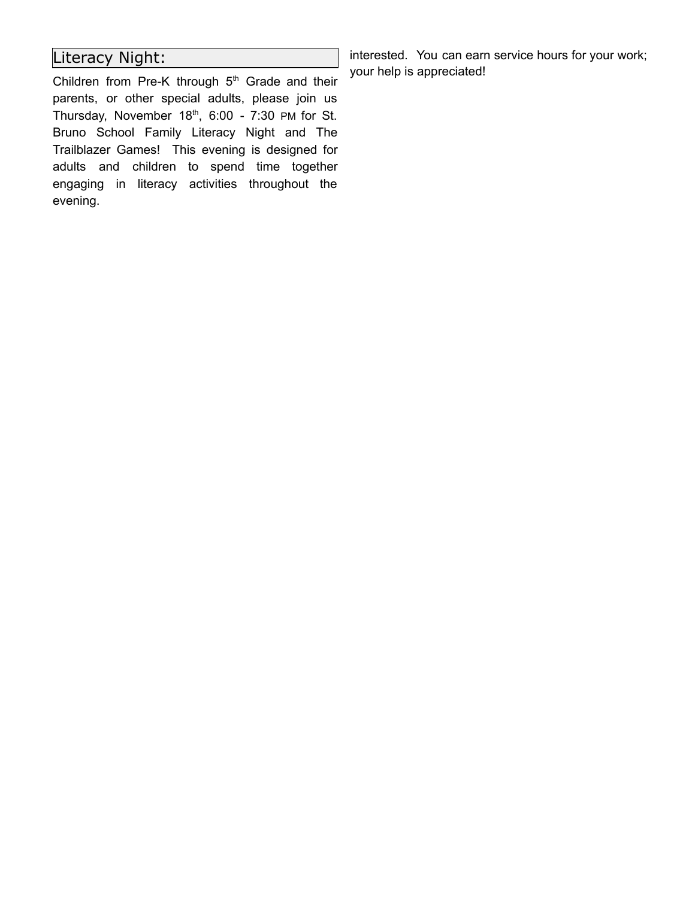## Literacy Night:

Children from Pre-K through 5th Grade and their parents, or other special adults, please join us Thursday, November 18th, 6:00 - 7:30 PM for St. Bruno School Family Literacy Night and The Trailblazer Games! This evening is designed for adults and children to spend time together engaging in literacy activities throughout the evening.

interested. You can earn service hours for your work; your help is appreciated!